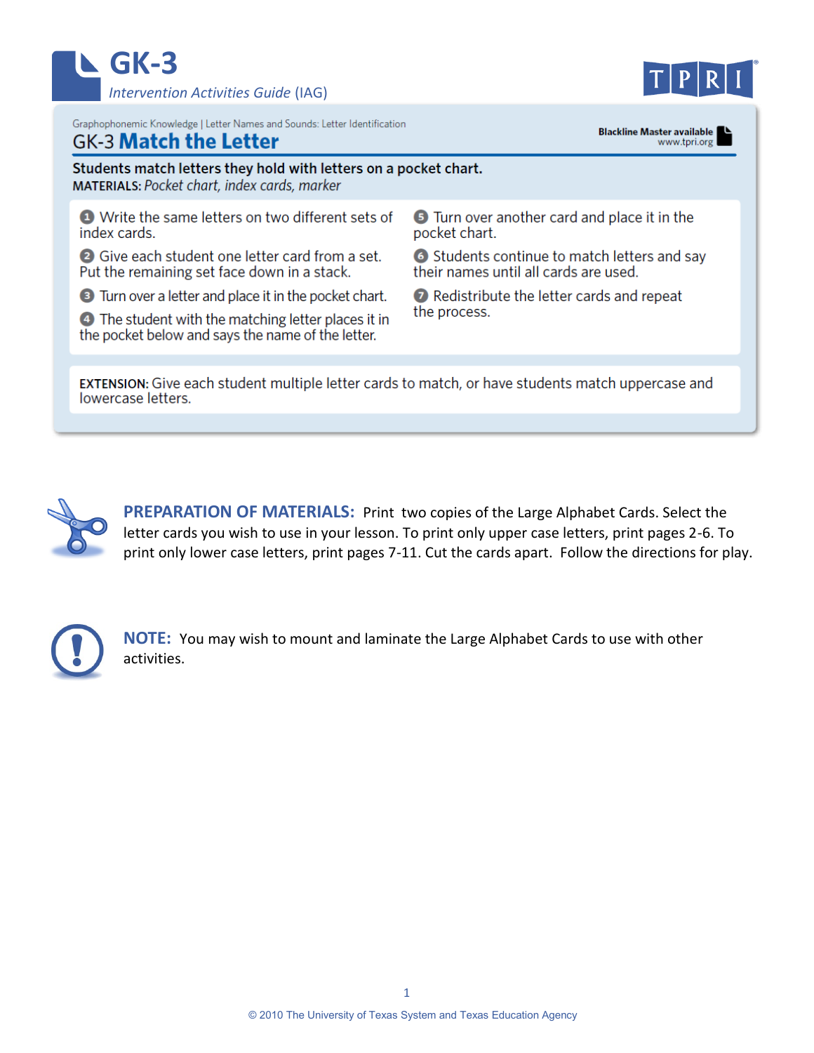# GK-3

*Intervention Activities Guide* (IAG)

TPRI

Graphophonemic Knowledge | Letter Names and Sounds: Letter Identification

## GK-3 Match the Letter

Blackline Master available
www.tpri.org

**Students match letters they hold with letters on a pocket chart.**

**MATERIALS:** *Pocket chart, index cards, marker*

1. Write the same letters on two different sets of index cards.
2. Give each student one letter card from a set. Put the remaining set face down in a stack.
3. Turn over a letter and place it in the pocket chart.
4. The student with the matching letter places it in the pocket below and says the name of the letter.
5. Turn over another card and place it in the pocket chart.
6. Students continue to match letters and say their names until all cards are used.
7. Redistribute the letter cards and repeat the process.

**EXTENSION:** Give each student multiple letter cards to match, or have students match uppercase and lowercase letters.

**PREPARATION OF MATERIALS:** Print two copies of the Large Alphabet Cards. Select the letter cards you wish to use in your lesson. To print only upper case letters, print pages 2-6. To print only lower case letters, print pages 7-11. Cut the cards apart. Follow the directions for play.

**NOTE:** You may wish to mount and laminate the Large Alphabet Cards to use with other activities.

© 2010 The University of Texas System and Texas Education Agency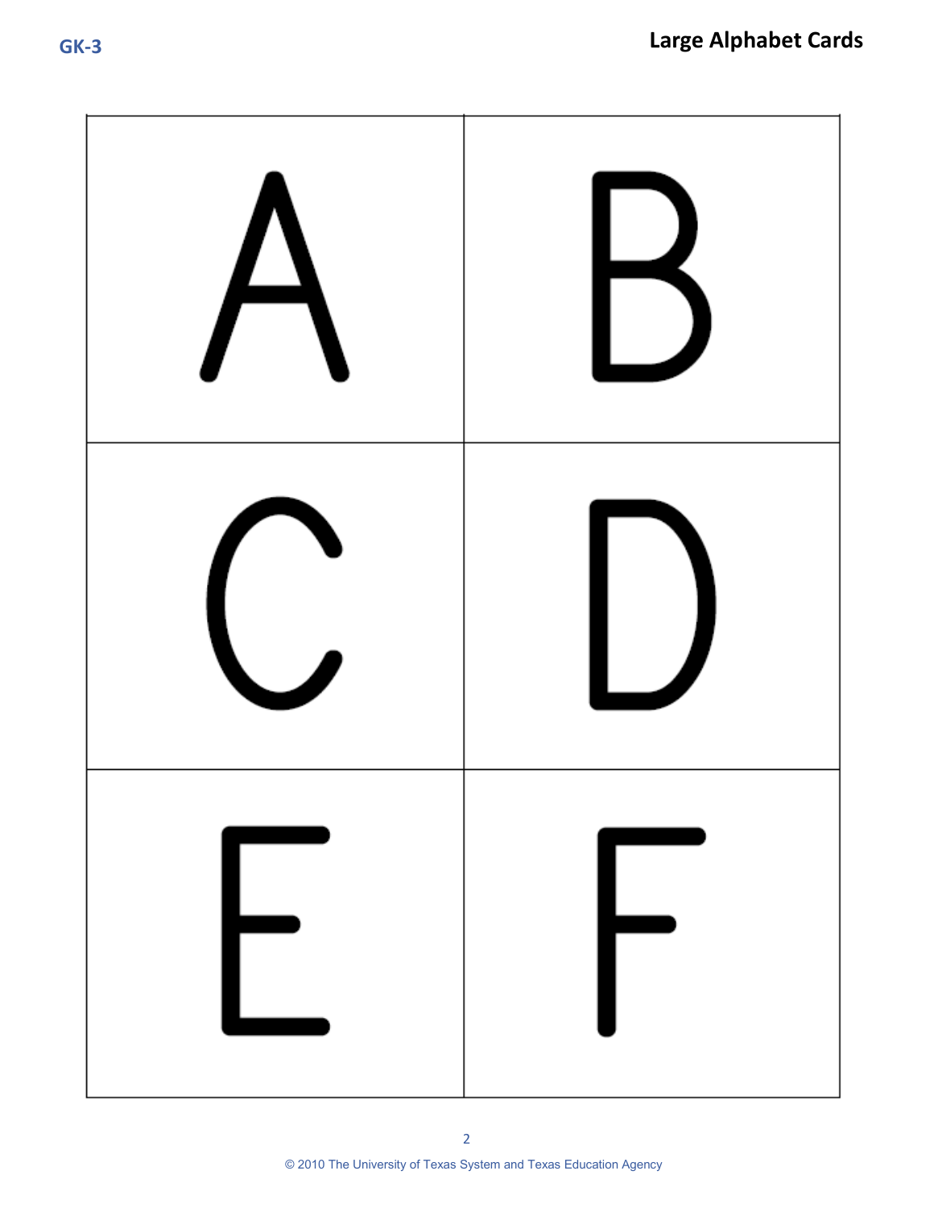| | |
|---|---|
| A | B |
| C | D |
| E | F |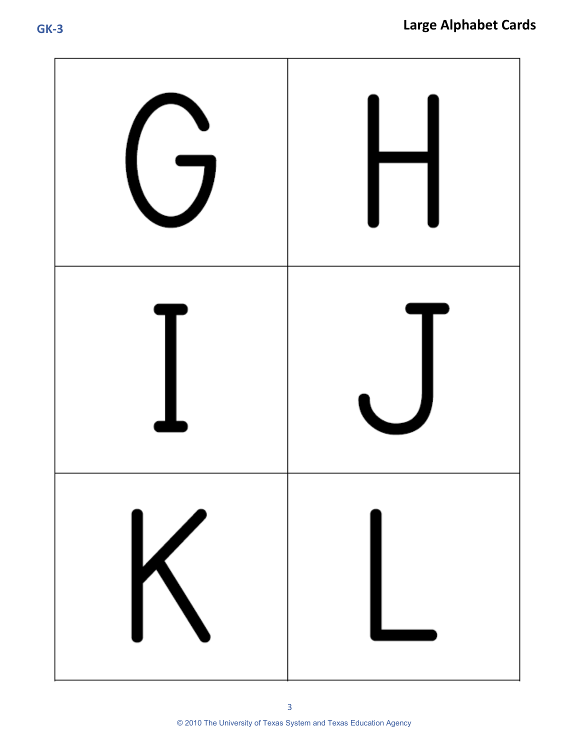| G | H |
| --- | --- |
| I | J |
| K | L |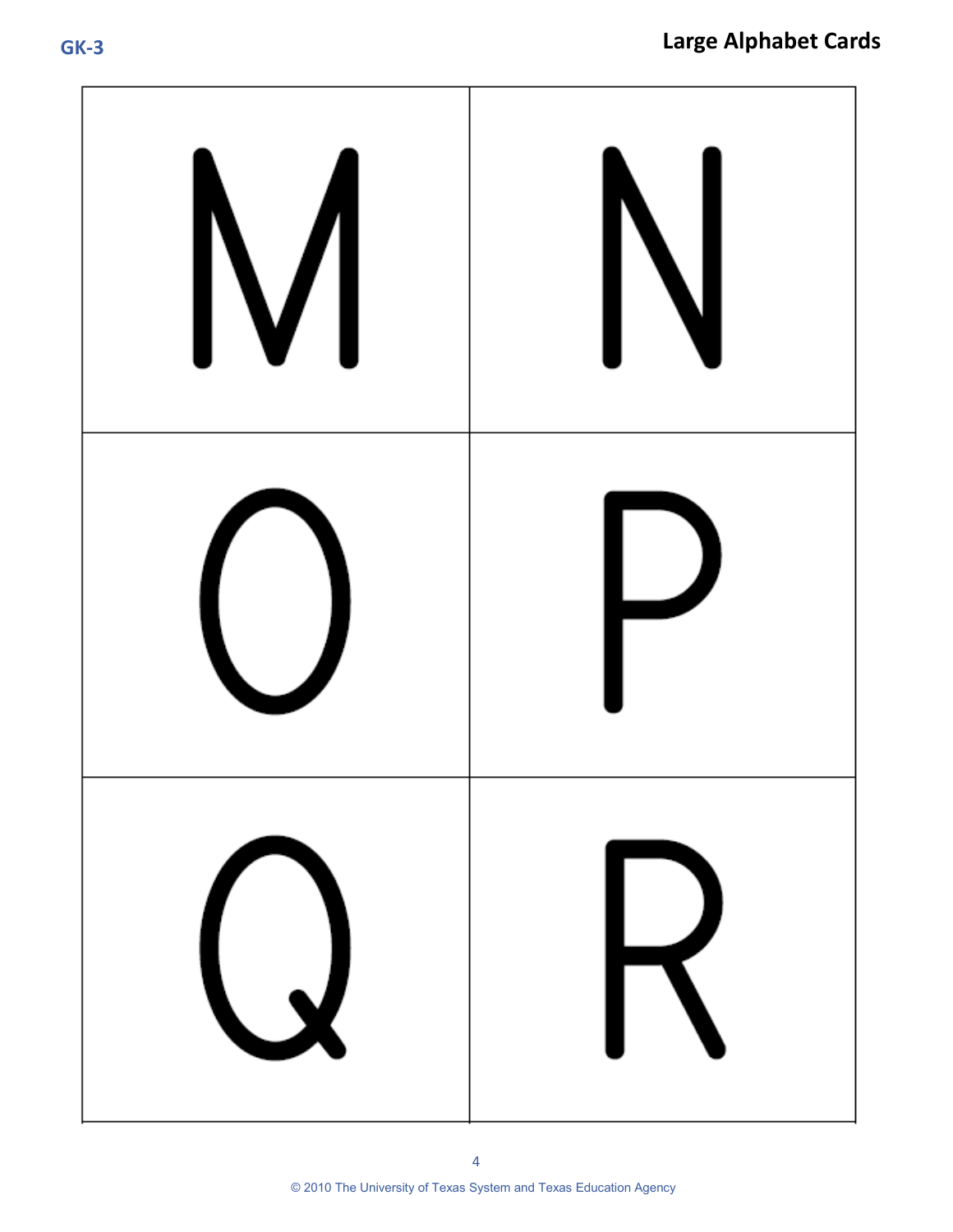| M | N |
| --- | --- |
| O | P |
| Q | R |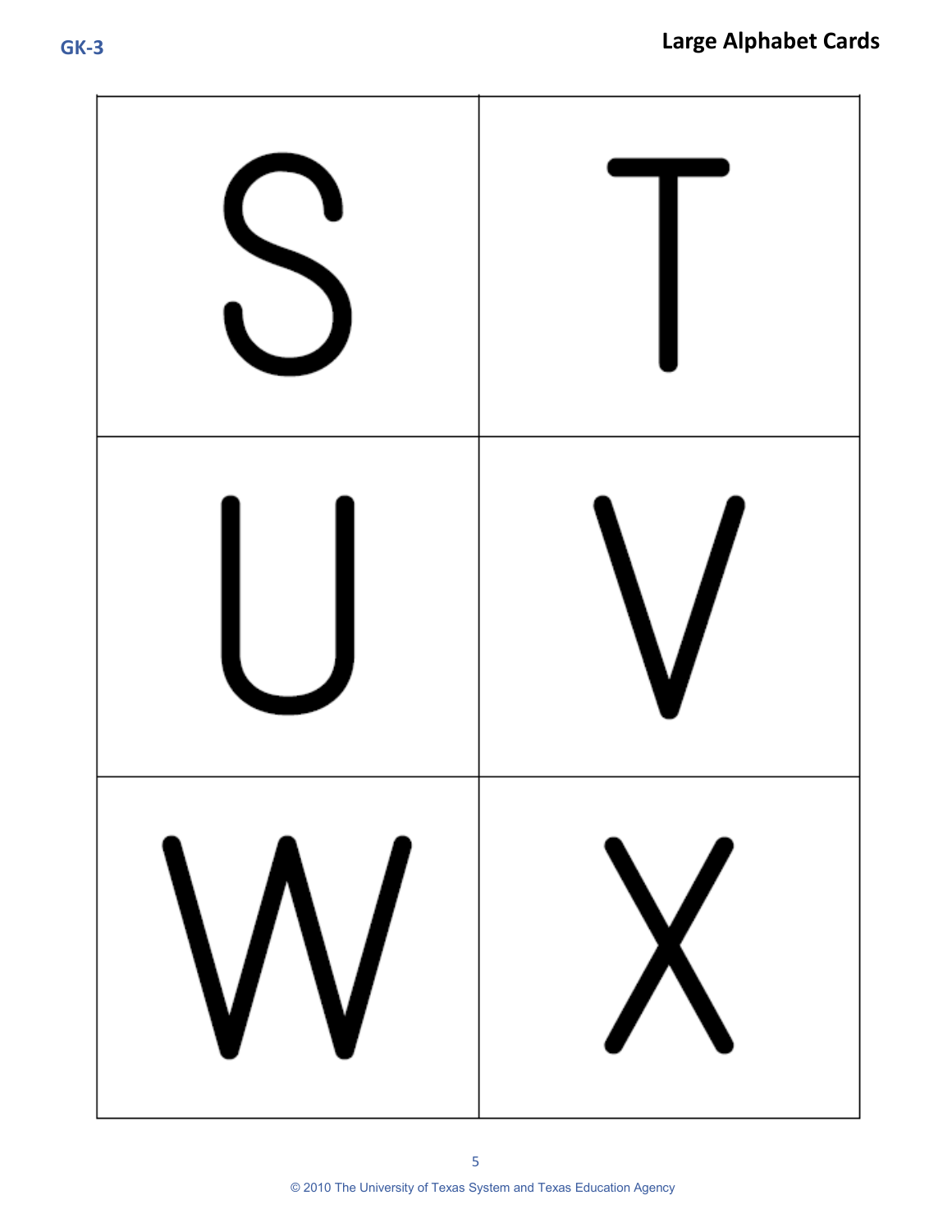| S | T |
|---|---|
| U | V |
| W | X |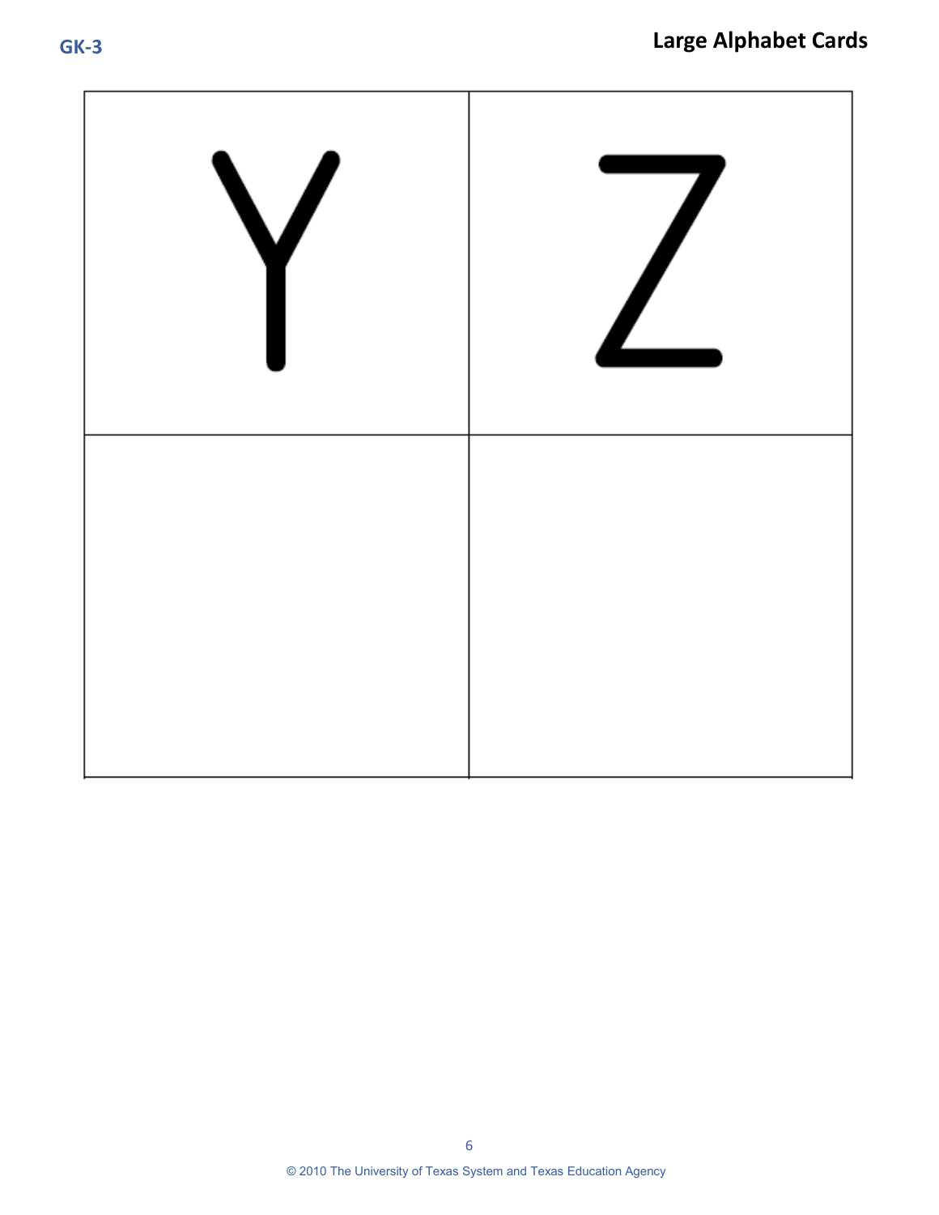| Y | Z |
|---|---|
| | |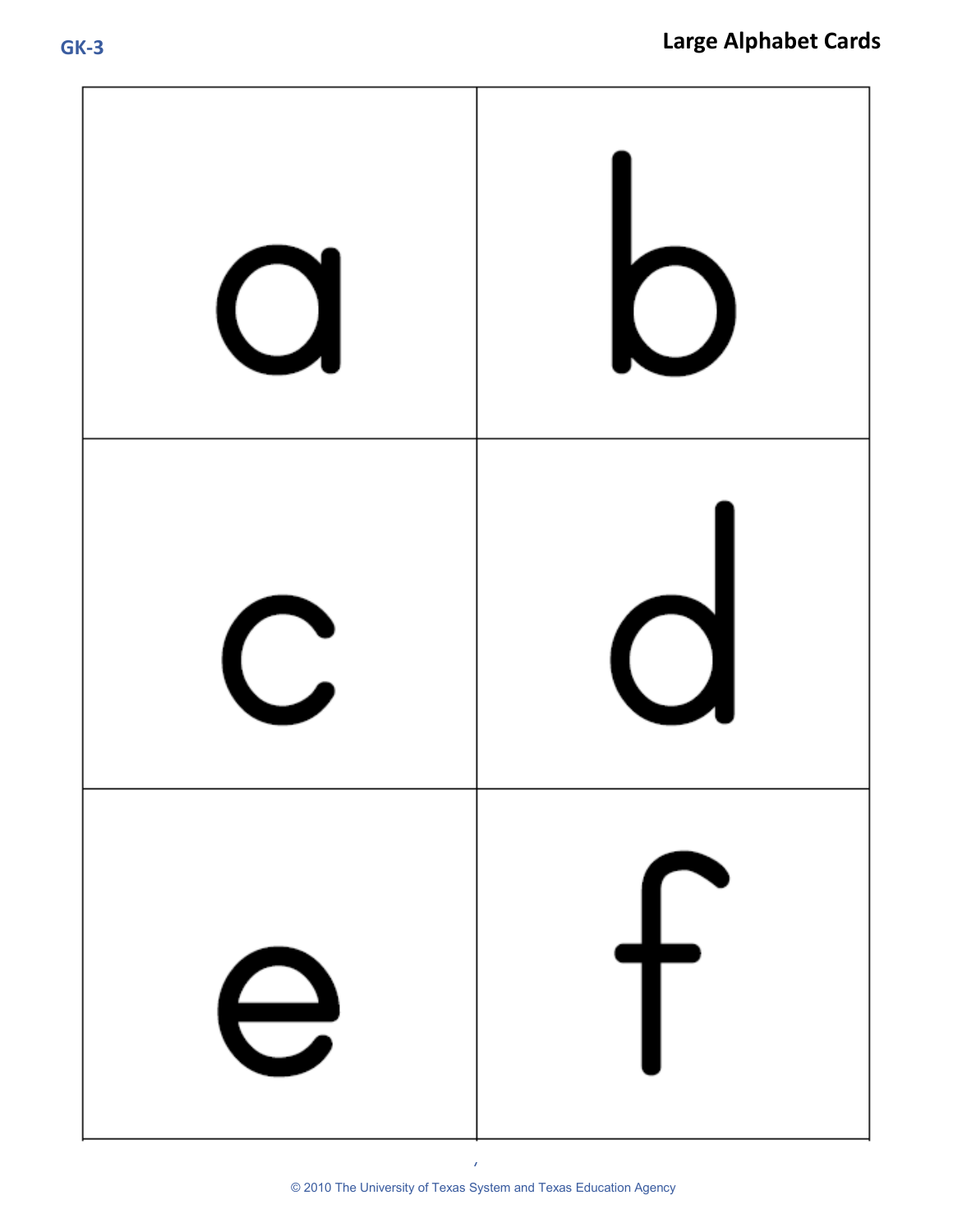| | |
|---|---|
| a | b |
| c | d |
| e | f |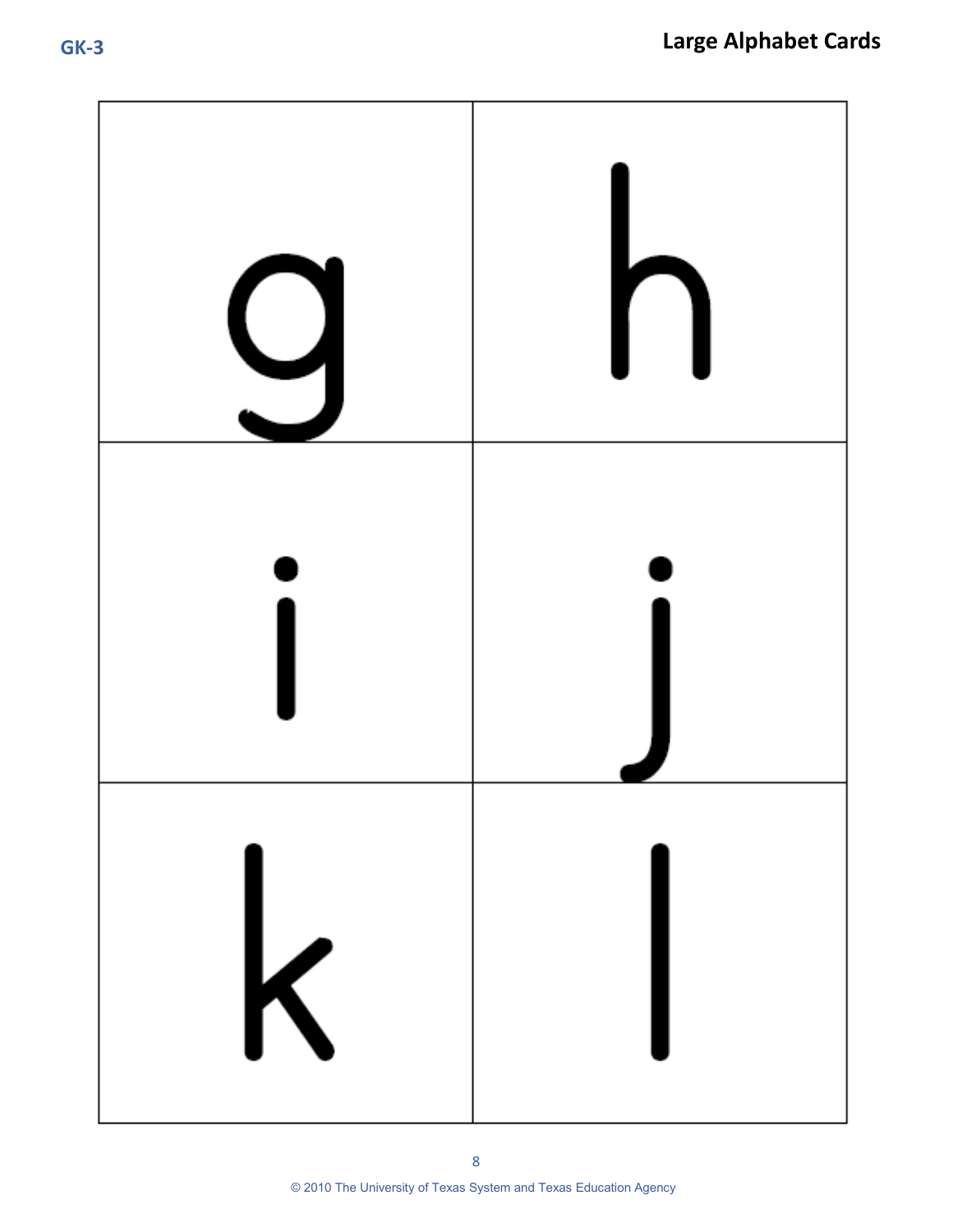| | |
|---|---|
| g | h |
| i | j |
| k | l |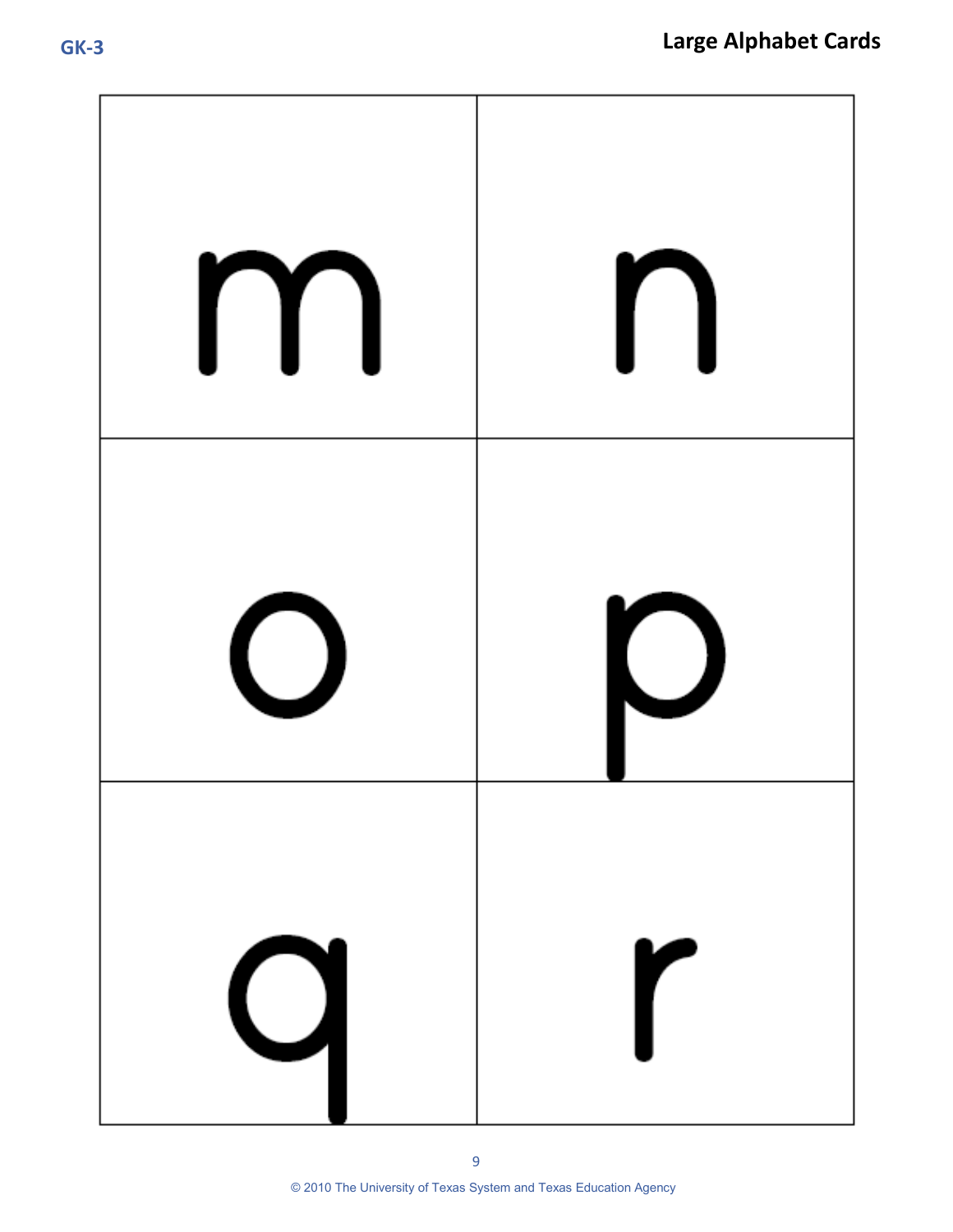| | |
|---|---|
| m | n |
| o | p |
| q | r |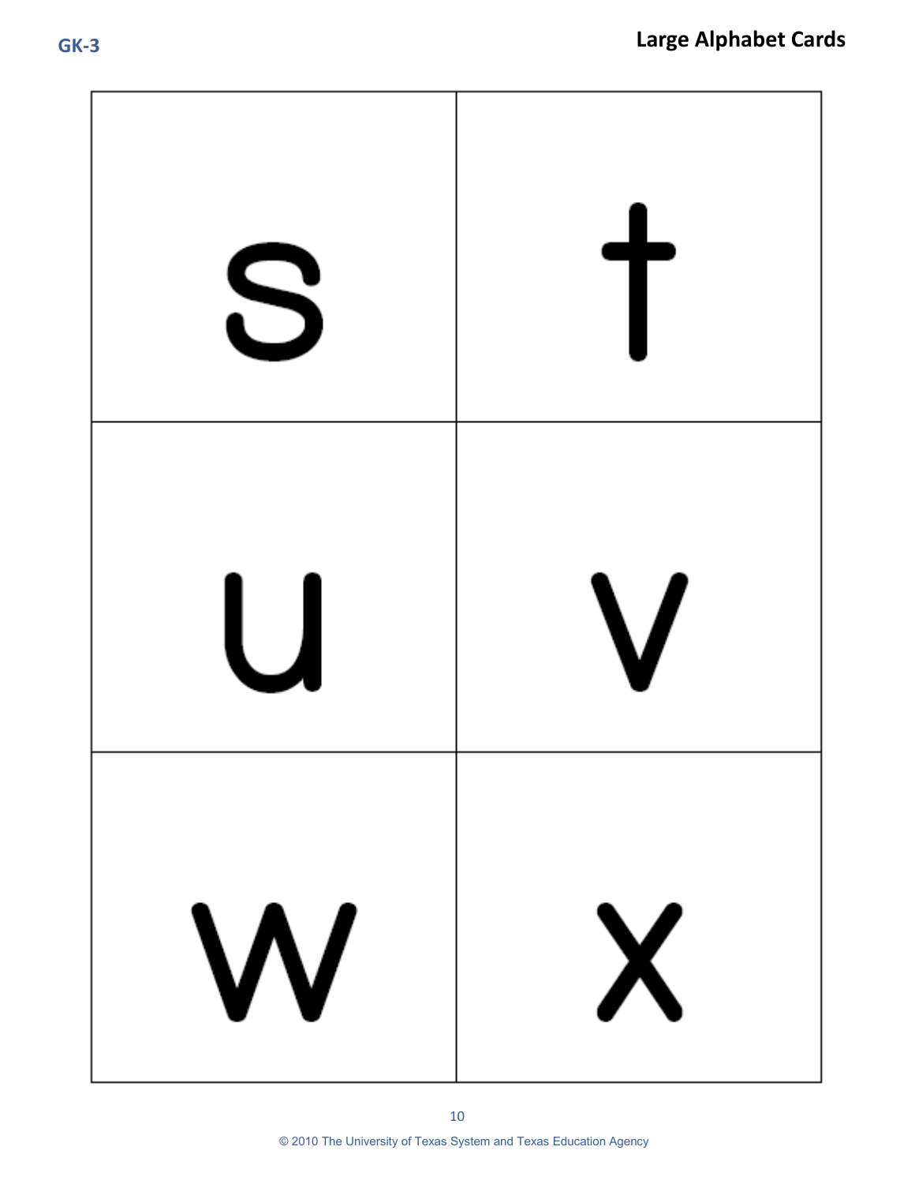| s | t |
| --- | --- |
| u | v |
| w | x |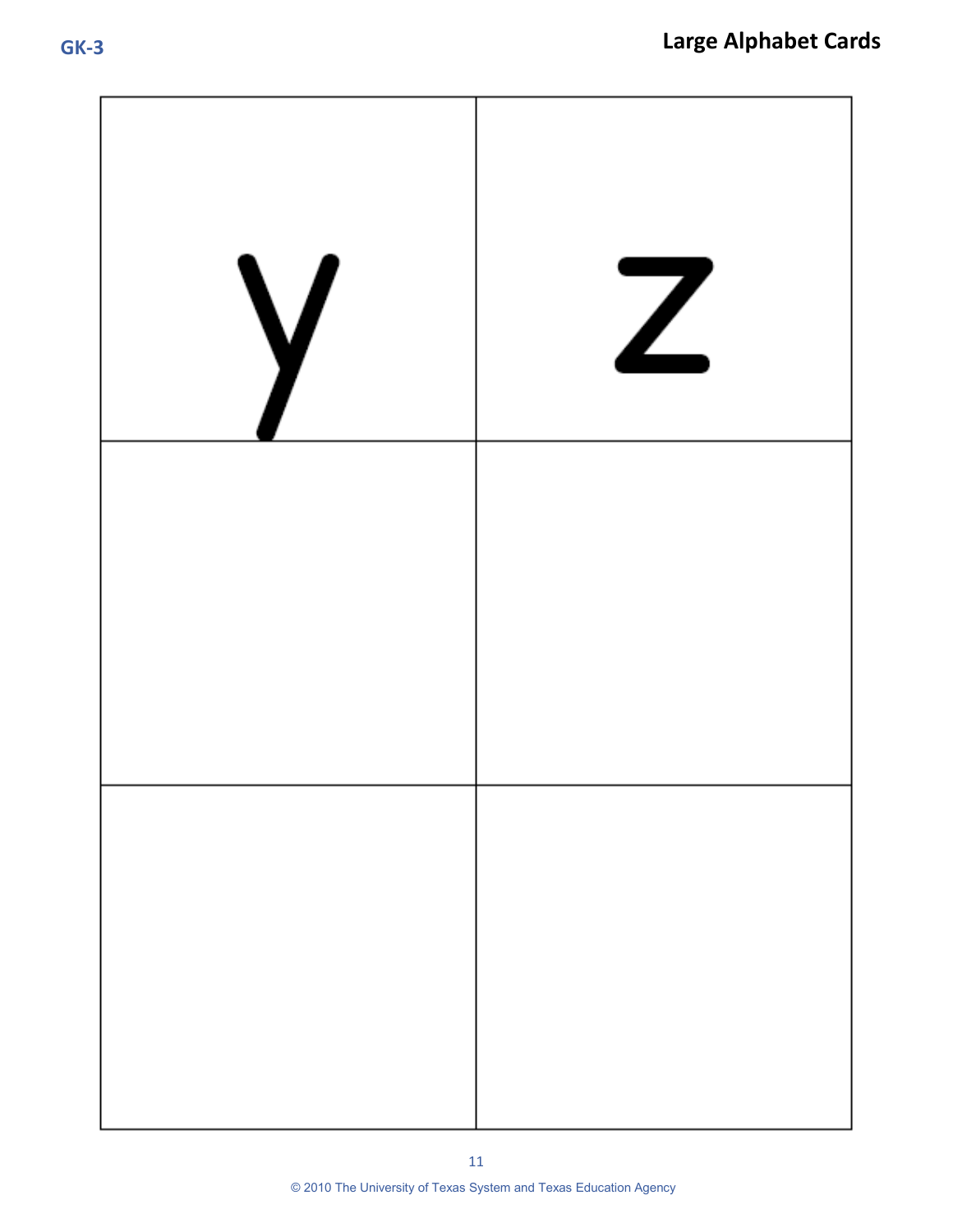| | |
|---|---|
| y | z |
| | |
| | |